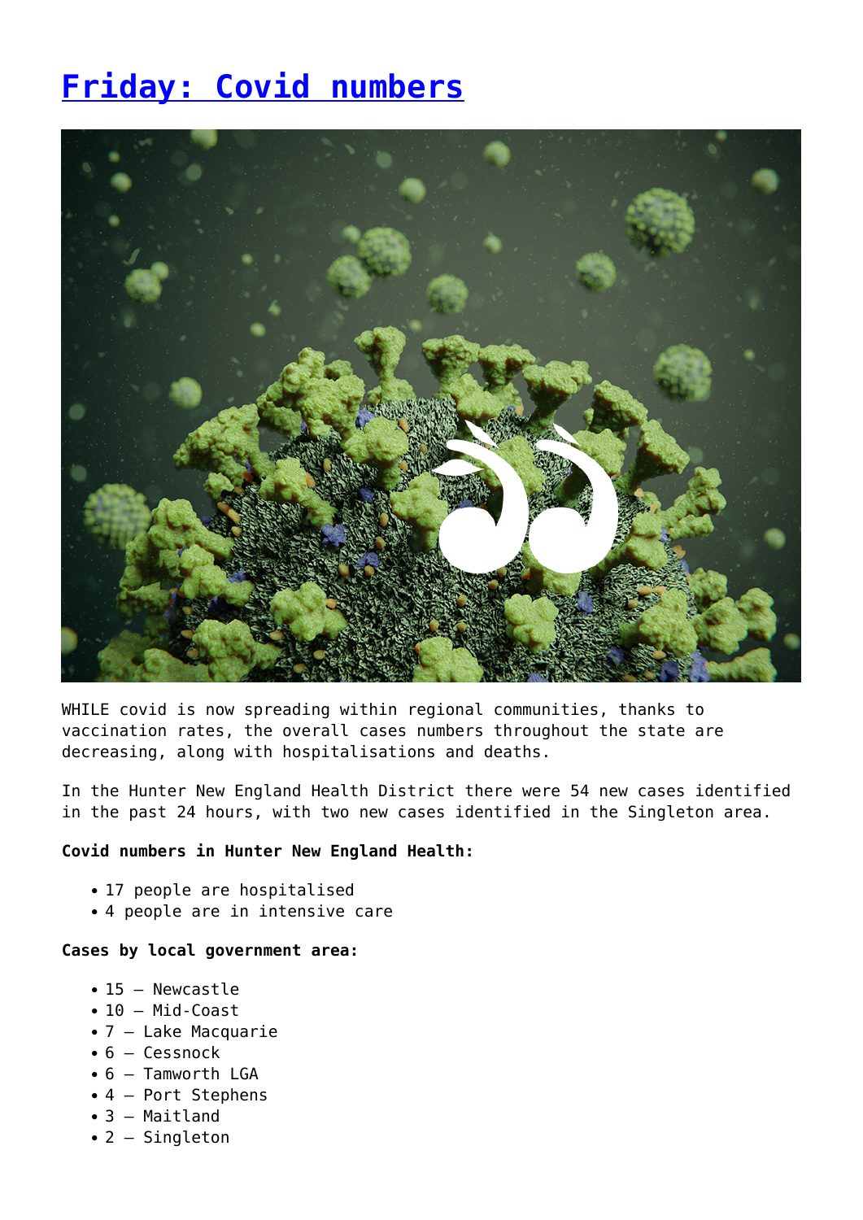# [Friday: Covid numbers]

WHILE covid is now spreading within regional communities, thanks to vaccination rates, the overall cases numbers throughout the state are decreasing, along with hospitalisations and deaths.

In the Hunter New England Health District there were 54 new cases identified in the past 24 hours, with two new cases identified in the Singleton area.

**Covid numbers in Hunter New England Health:**

- 17 people are hospitalised
- 4 people are in intensive care

**Cases by local government area:**

- 15 – Newcastle
- 10 – Mid-Coast
- 7 – Lake Macquarie
- 6 – Cessnock
- 6 – Tamworth LGA
- 4 – Port Stephens
- 3 – Maitland
- 2 – Singleton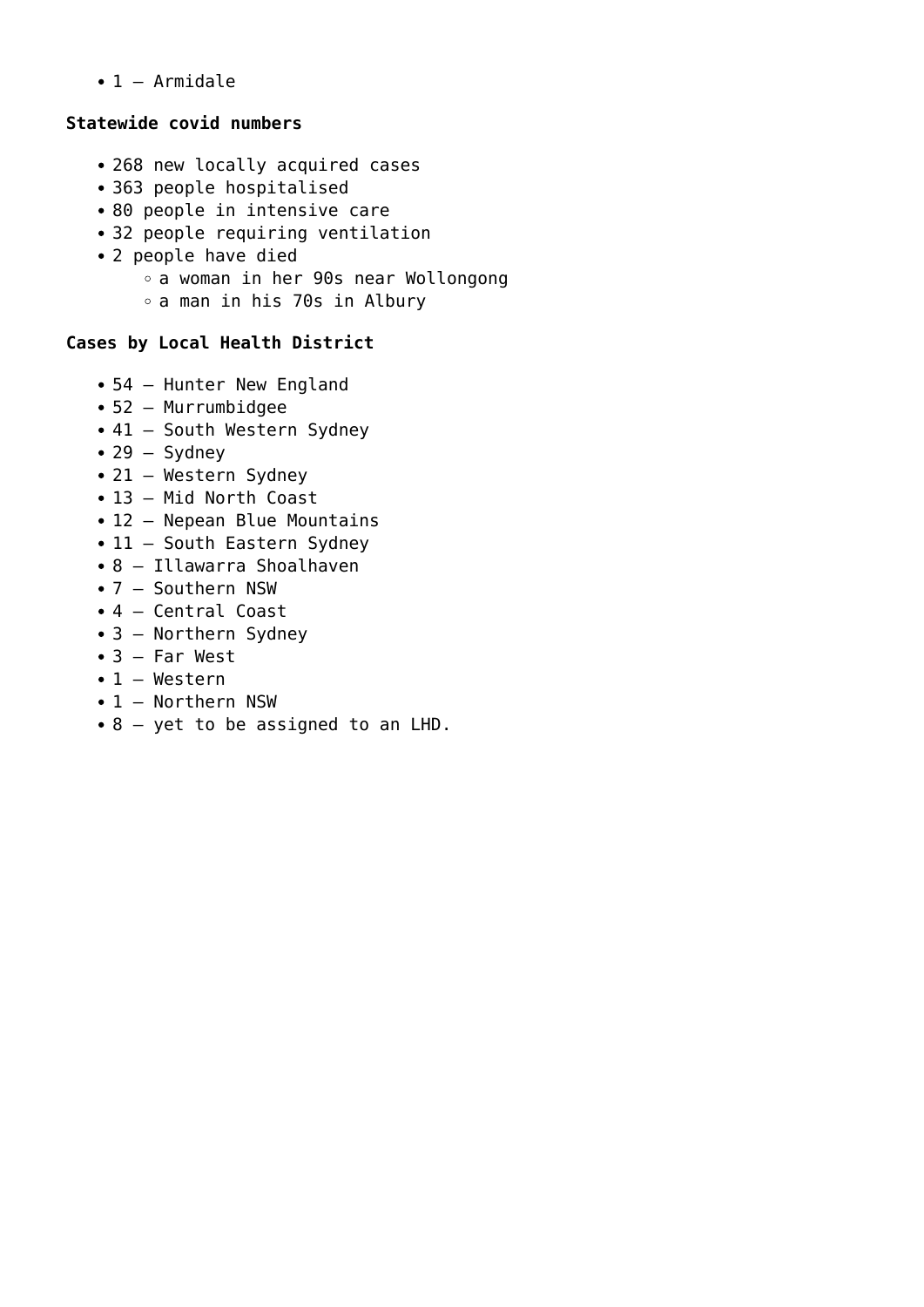- 1 – Armidale

**Statewide covid numbers**

- 268 new locally acquired cases
- 363 people hospitalised
- 80 people in intensive care
- 32 people requiring ventilation
- 2 people have died
  - a woman in her 90s near Wollongong
  - a man in his 70s in Albury

**Cases by Local Health District**

- 54 – Hunter New England
- 52 – Murrumbidgee
- 41 – South Western Sydney
- 29 – Sydney
- 21 – Western Sydney
- 13 – Mid North Coast
- 12 – Nepean Blue Mountains
- 11 – South Eastern Sydney
- 8 – Illawarra Shoalhaven
- 7 – Southern NSW
- 4 – Central Coast
- 3 – Northern Sydney
- 3 – Far West
- 1 – Western
- 1 – Northern NSW
- 8 – yet to be assigned to an LHD.